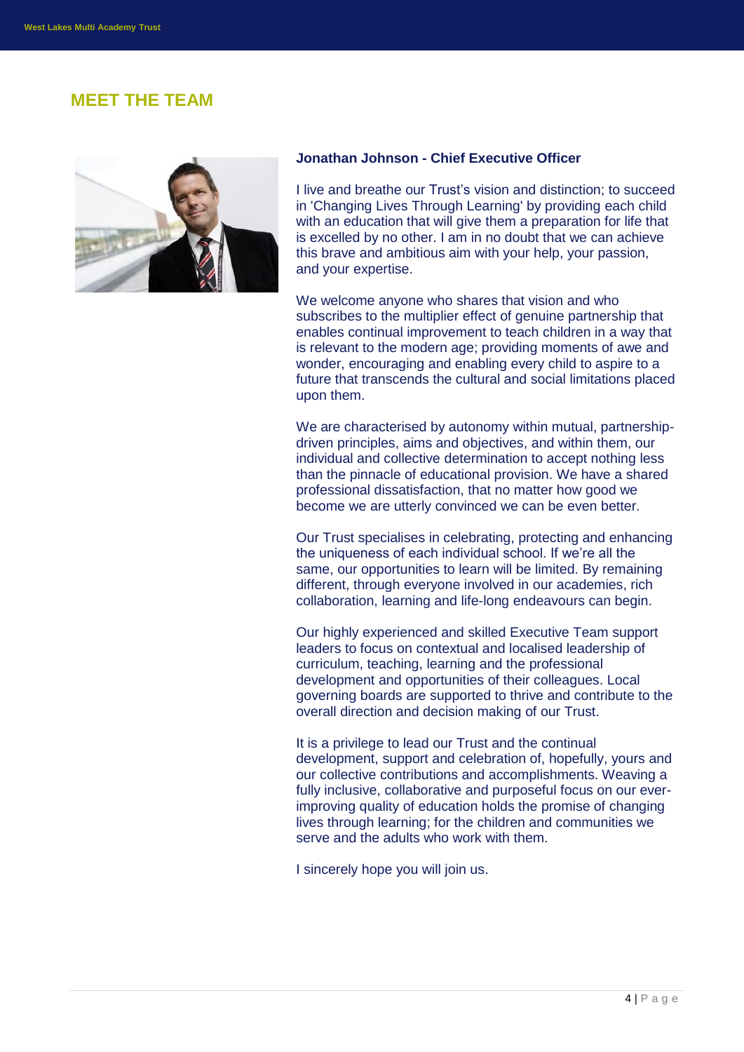# MEET THE TEAM

**Jonathan Johnson - Chief Executive Officer**

I live and breathe our Trust's vision and distinction; to succeed in 'Changing Lives Through Learning' by providing each child with an education that will give them a preparation for life that is excelled by no other. I am in no doubt that we can achieve this brave and ambitious aim with your help, your passion, and your expertise.

We welcome anyone who shares that vision and who subscribes to the multiplier effect of genuine partnership that enables continual improvement to teach children in a way that is relevant to the modern age; providing moments of awe and wonder, encouraging and enabling every child to aspire to a future that transcends the cultural and social limitations placed upon them.

We are characterised by autonomy within mutual, partnership-driven principles, aims and objectives, and within them, our individual and collective determination to accept nothing less than the pinnacle of educational provision. We have a shared professional dissatisfaction, that no matter how good we become we are utterly convinced we can be even better.

Our Trust specialises in celebrating, protecting and enhancing the uniqueness of each individual school. If we're all the same, our opportunities to learn will be limited. By remaining different, through everyone involved in our academies, rich collaboration, learning and life-long endeavours can begin.

Our highly experienced and skilled Executive Team support leaders to focus on contextual and localised leadership of curriculum, teaching, learning and the professional development and opportunities of their colleagues. Local governing boards are supported to thrive and contribute to the overall direction and decision making of our Trust.

It is a privilege to lead our Trust and the continual development, support and celebration of, hopefully, yours and our collective contributions and accomplishments. Weaving a fully inclusive, collaborative and purposeful focus on our ever-improving quality of education holds the promise of changing lives through learning; for the children and communities we serve and the adults who work with them.

I sincerely hope you will join us.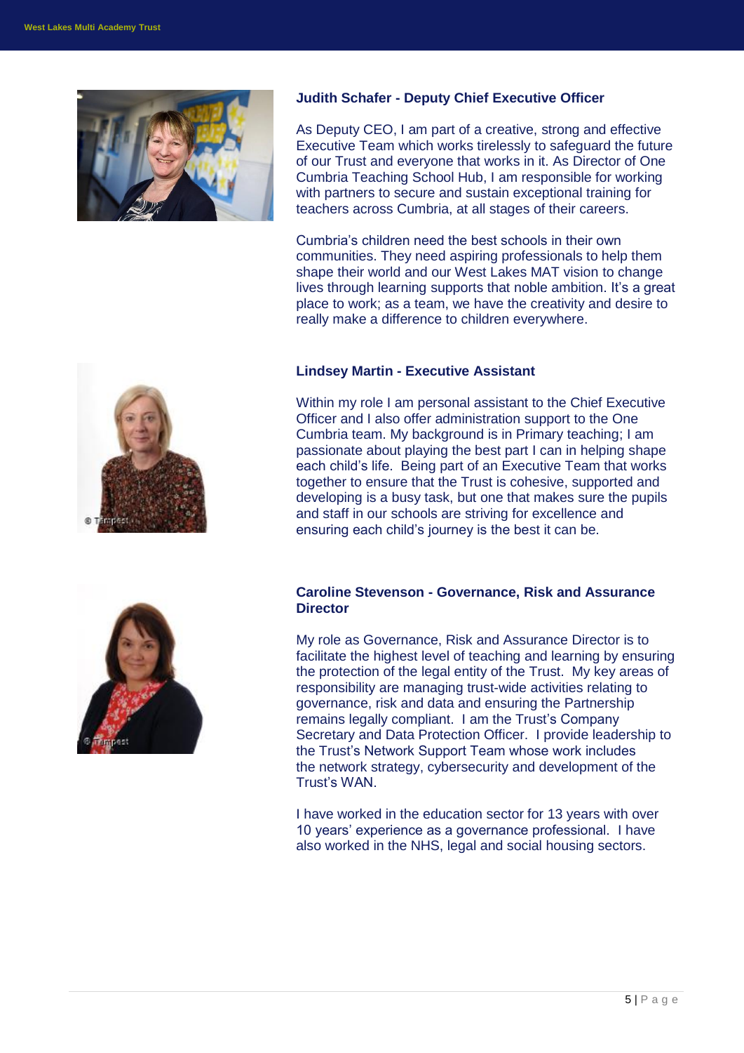### Judith Schafer - Deputy Chief Executive Officer

As Deputy CEO, I am part of a creative, strong and effective Executive Team which works tirelessly to safeguard the future of our Trust and everyone that works in it. As Director of One Cumbria Teaching School Hub, I am responsible for working with partners to secure and sustain exceptional training for teachers across Cumbria, at all stages of their careers.

Cumbria's children need the best schools in their own communities. They need aspiring professionals to help them shape their world and our West Lakes MAT vision to change lives through learning supports that noble ambition. It's a great place to work; as a team, we have the creativity and desire to really make a difference to children everywhere.

### Lindsey Martin - Executive Assistant

Within my role I am personal assistant to the Chief Executive Officer and I also offer administration support to the One Cumbria team. My background is in Primary teaching; I am passionate about playing the best part I can in helping shape each child's life. Being part of an Executive Team that works together to ensure that the Trust is cohesive, supported and developing is a busy task, but one that makes sure the pupils and staff in our schools are striving for excellence and ensuring each child's journey is the best it can be.

### Caroline Stevenson - Governance, Risk and Assurance Director

My role as Governance, Risk and Assurance Director is to facilitate the highest level of teaching and learning by ensuring the protection of the legal entity of the Trust. My key areas of responsibility are managing trust-wide activities relating to governance, risk and data and ensuring the Partnership remains legally compliant. I am the Trust's Company Secretary and Data Protection Officer. I provide leadership to the Trust's Network Support Team whose work includes the network strategy, cybersecurity and development of the Trust's WAN.

I have worked in the education sector for 13 years with over 10 years' experience as a governance professional. I have also worked in the NHS, legal and social housing sectors.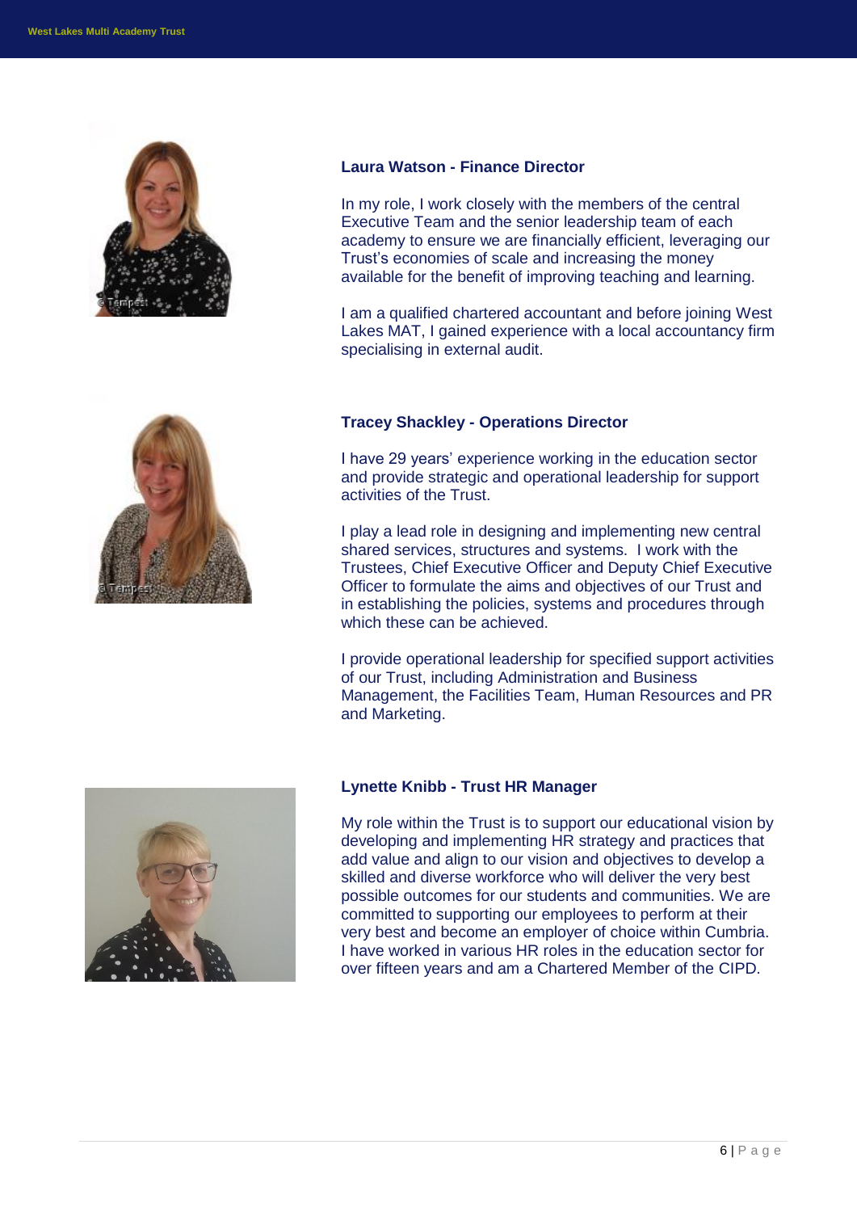**Laura Watson - Finance Director**

In my role, I work closely with the members of the central Executive Team and the senior leadership team of each academy to ensure we are financially efficient, leveraging our Trust's economies of scale and increasing the money available for the benefit of improving teaching and learning.

I am a qualified chartered accountant and before joining West Lakes MAT, I gained experience with a local accountancy firm specialising in external audit.

**Tracey Shackley - Operations Director**

I have 29 years' experience working in the education sector and provide strategic and operational leadership for support activities of the Trust.

I play a lead role in designing and implementing new central shared services, structures and systems. I work with the Trustees, Chief Executive Officer and Deputy Chief Executive Officer to formulate the aims and objectives of our Trust and in establishing the policies, systems and procedures through which these can be achieved.

I provide operational leadership for specified support activities of our Trust, including Administration and Business Management, the Facilities Team, Human Resources and PR and Marketing.

**Lynette Knibb - Trust HR Manager**

My role within the Trust is to support our educational vision by developing and implementing HR strategy and practices that add value and align to our vision and objectives to develop a skilled and diverse workforce who will deliver the very best possible outcomes for our students and communities. We are committed to supporting our employees to perform at their very best and become an employer of choice within Cumbria. I have worked in various HR roles in the education sector for over fifteen years and am a Chartered Member of the CIPD.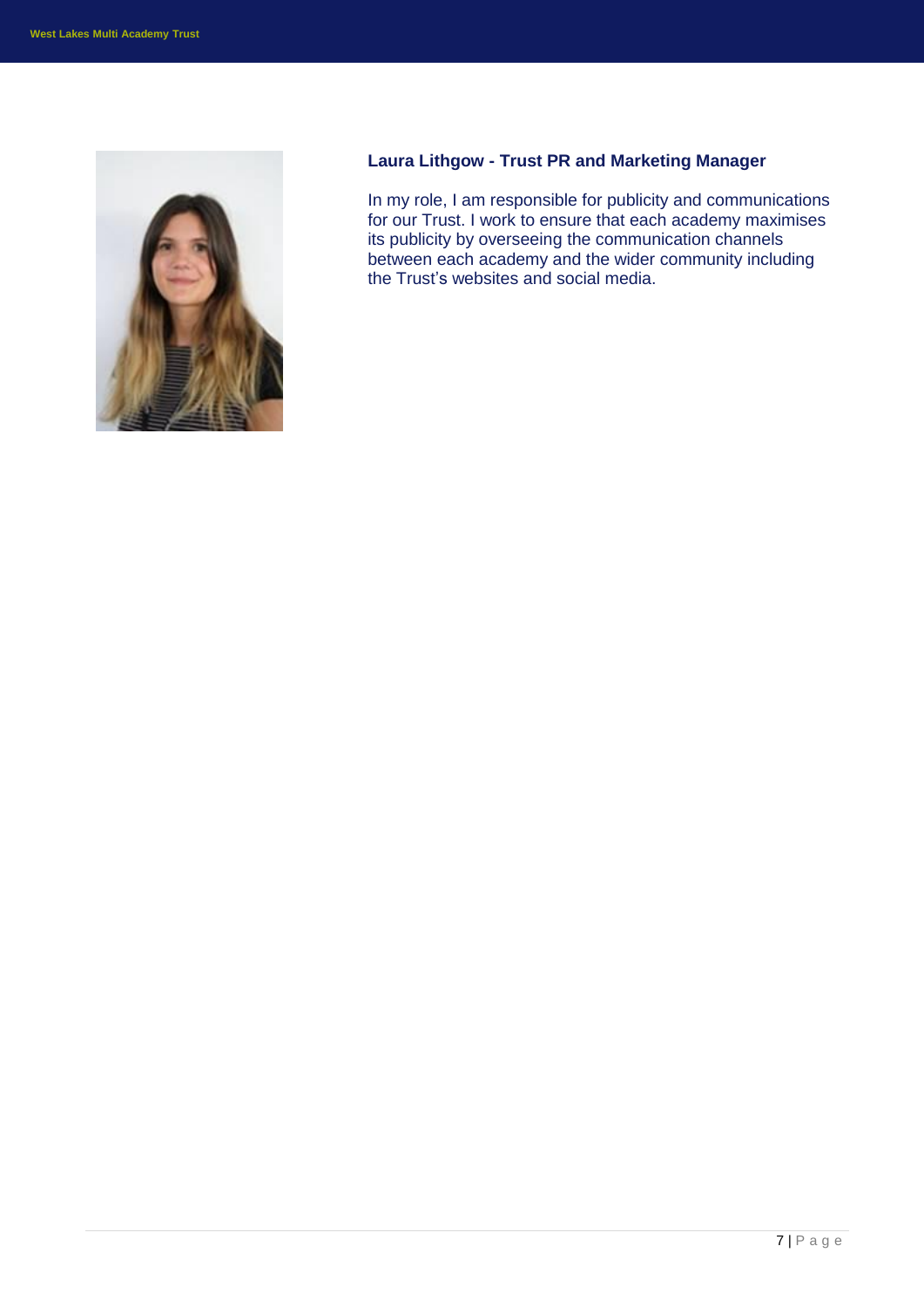**Laura Lithgow - Trust PR and Marketing Manager**

In my role, I am responsible for publicity and communications for our Trust. I work to ensure that each academy maximises its publicity by overseeing the communication channels between each academy and the wider community including the Trust's websites and social media.